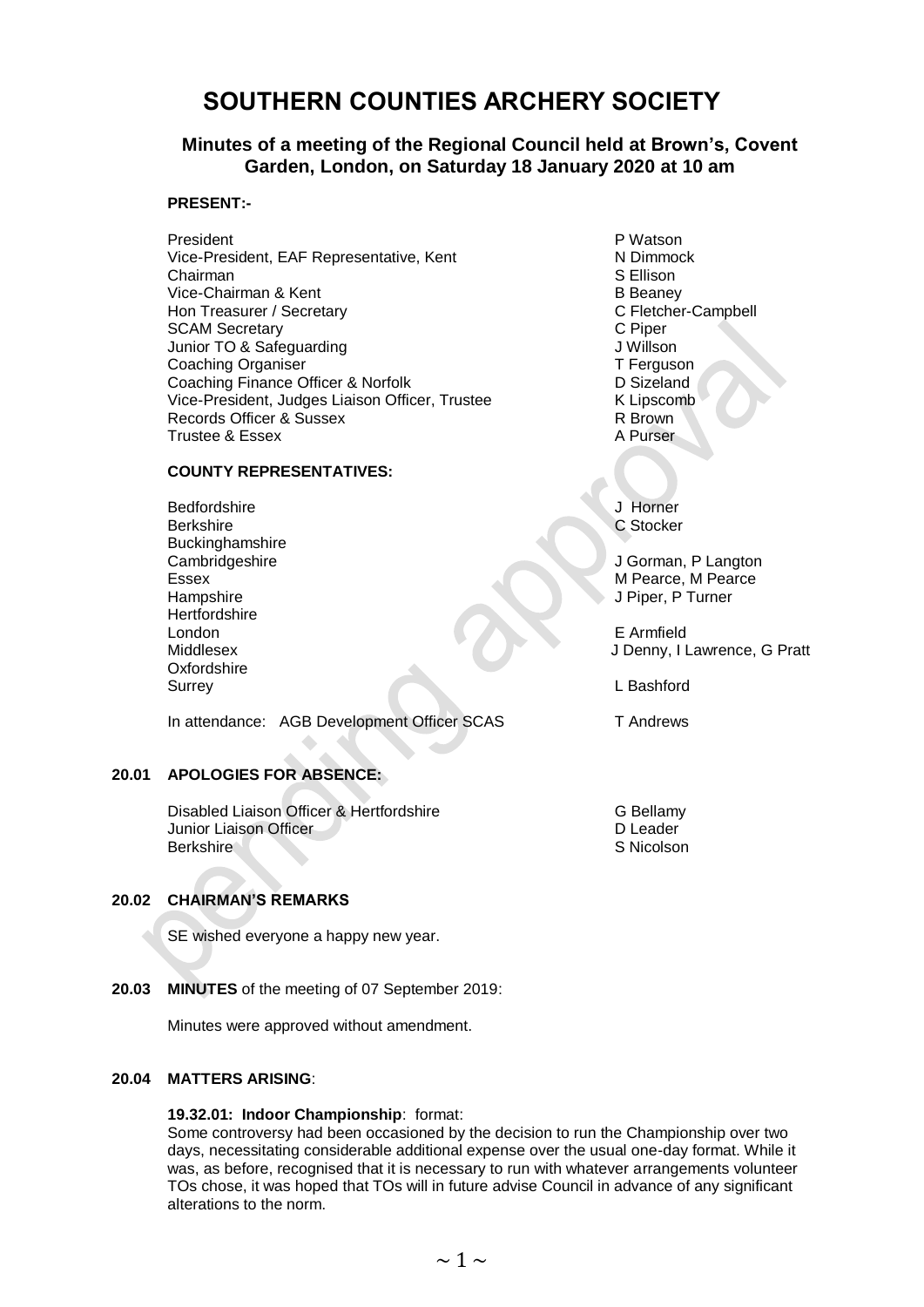# SOUTHERN COUNTIES ARCHERY SOCIETY

## Minutes of a meeting of the Regional Council held at Brown's, Covent Garden, London, on Saturday 18 January 2020 at 10 am

**PRESENT:-**

| | |
|---|---|
| President | P Watson |
| Vice-President, EAF Representative, Kent | N Dimmock |
| Chairman | S Ellison |
| Vice-Chairman & Kent | B Beaney |
| Hon Treasurer / Secretary | C Fletcher-Campbell |
| SCAM Secretary | C Piper |
| Junior TO & Safeguarding | J Willson |
| Coaching Organiser | T Ferguson |
| Coaching Finance Officer & Norfolk | D Sizeland |
| Vice-President, Judges Liaison Officer, Trustee | K Lipscomb |
| Records Officer & Sussex | R Brown |
| Trustee & Essex | A Purser |

**COUNTY REPRESENTATIVES:**

| | |
|---|---|
| Bedfordshire | J Horner |
| Berkshire | C Stocker |
| Buckinghamshire | |
| Cambridgeshire | J Gorman, P Langton |
| Essex | M Pearce, M Pearce |
| Hampshire | J Piper, P Turner |
| Hertfordshire | |
| London | E Armfield |
| Middlesex | J Denny, I Lawrence, G Pratt |
| Oxfordshire | |
| Surrey | L Bashford |

In attendance: AGB Development Officer SCAS — T Andrews

### 20.01 APOLOGIES FOR ABSENCE:

| | |
|---|---|
| Disabled Liaison Officer & Hertfordshire | G Bellamy |
| Junior Liaison Officer | D Leader |
| Berkshire | S Nicolson |

### 20.02 CHAIRMAN'S REMARKS

SE wished everyone a happy new year.

### 20.03 MINUTES of the meeting of 07 September 2019:

Minutes were approved without amendment.

### 20.04 MATTERS ARISING:

**19.32.01: Indoor Championship**: format:
Some controversy had been occasioned by the decision to run the Championship over two days, necessitating considerable additional expense over the usual one-day format. While it was, as before, recognised that it is necessary to run with whatever arrangements volunteer TOs chose, it was hoped that TOs will in future advise Council in advance of any significant alterations to the norm.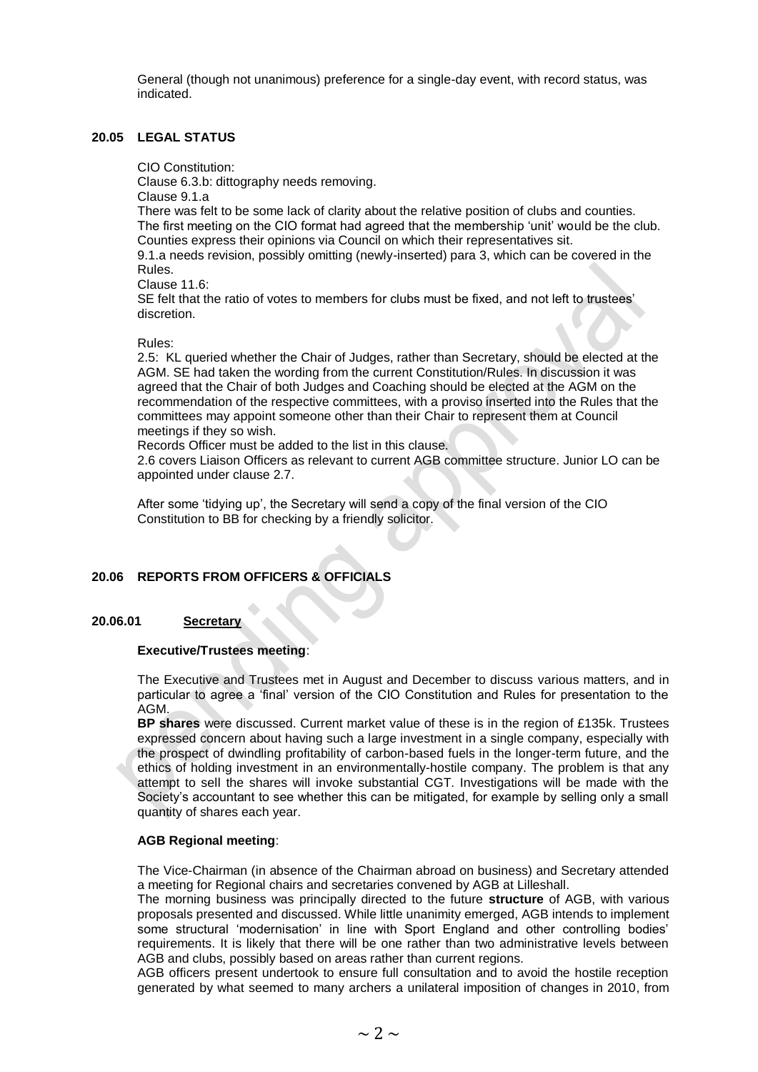General (though not unanimous) preference for a single-day event, with record status, was indicated.

## 20.05 LEGAL STATUS

CIO Constitution:
Clause 6.3.b: dittography needs removing.
Clause 9.1.a
There was felt to be some lack of clarity about the relative position of clubs and counties. The first meeting on the CIO format had agreed that the membership 'unit' would be the club. Counties express their opinions via Council on which their representatives sit.
9.1.a needs revision, possibly omitting (newly-inserted) para 3, which can be covered in the Rules.
Clause 11.6:
SE felt that the ratio of votes to members for clubs must be fixed, and not left to trustees' discretion.

Rules:
2.5: KL queried whether the Chair of Judges, rather than Secretary, should be elected at the AGM. SE had taken the wording from the current Constitution/Rules. In discussion it was agreed that the Chair of both Judges and Coaching should be elected at the AGM on the recommendation of the respective committees, with a proviso inserted into the Rules that the committees may appoint someone other than their Chair to represent them at Council meetings if they so wish.
Records Officer must be added to the list in this clause.
2.6 covers Liaison Officers as relevant to current AGB committee structure. Junior LO can be appointed under clause 2.7.

After some 'tidying up', the Secretary will send a copy of the final version of the CIO Constitution to BB for checking by a friendly solicitor.

## 20.06 REPORTS FROM OFFICERS & OFFICIALS

### 20.06.01 Secretary

**Executive/Trustees meeting**:

The Executive and Trustees met in August and December to discuss various matters, and in particular to agree a 'final' version of the CIO Constitution and Rules for presentation to the AGM.

**BP shares** were discussed. Current market value of these is in the region of £135k. Trustees expressed concern about having such a large investment in a single company, especially with the prospect of dwindling profitability of carbon-based fuels in the longer-term future, and the ethics of holding investment in an environmentally-hostile company. The problem is that any attempt to sell the shares will invoke substantial CGT. Investigations will be made with the Society's accountant to see whether this can be mitigated, for example by selling only a small quantity of shares each year.

**AGB Regional meeting**:

The Vice-Chairman (in absence of the Chairman abroad on business) and Secretary attended a meeting for Regional chairs and secretaries convened by AGB at Lilleshall.

The morning business was principally directed to the future **structure** of AGB, with various proposals presented and discussed. While little unanimity emerged, AGB intends to implement some structural 'modernisation' in line with Sport England and other controlling bodies' requirements. It is likely that there will be one rather than two administrative levels between AGB and clubs, possibly based on areas rather than current regions.

AGB officers present undertook to ensure full consultation and to avoid the hostile reception generated by what seemed to many archers a unilateral imposition of changes in 2010, from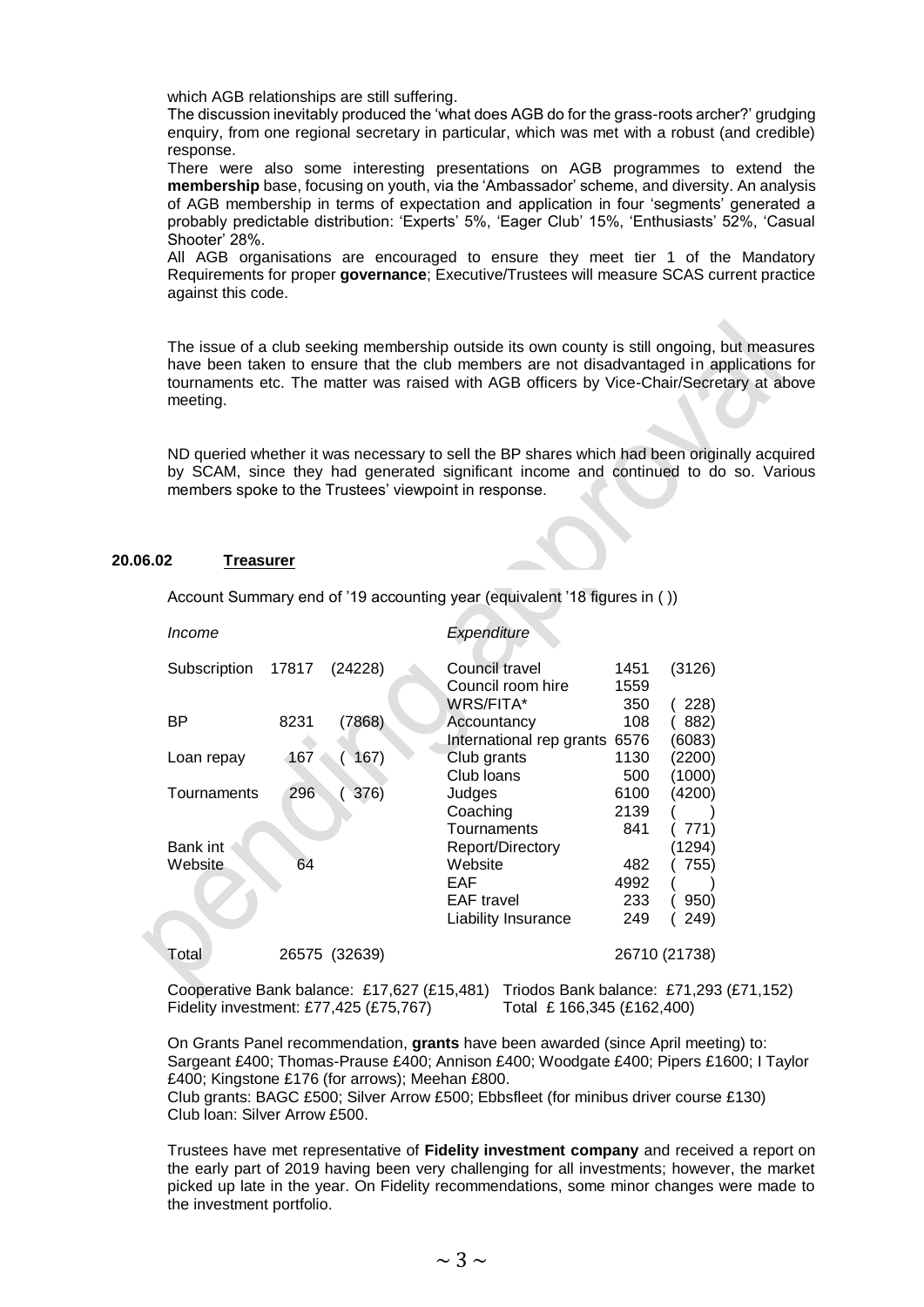which AGB relationships are still suffering.

The discussion inevitably produced the 'what does AGB do for the grass-roots archer?' grudging enquiry, from one regional secretary in particular, which was met with a robust (and credible) response.

There were also some interesting presentations on AGB programmes to extend the **membership** base, focusing on youth, via the 'Ambassador' scheme, and diversity. An analysis of AGB membership in terms of expectation and application in four 'segments' generated a probably predictable distribution: 'Experts' 5%, 'Eager Club' 15%, 'Enthusiasts' 52%, 'Casual Shooter' 28%.

All AGB organisations are encouraged to ensure they meet tier 1 of the Mandatory Requirements for proper **governance**; Executive/Trustees will measure SCAS current practice against this code.

The issue of a club seeking membership outside its own county is still ongoing, but measures have been taken to ensure that the club members are not disadvantaged in applications for tournaments etc. The matter was raised with AGB officers by Vice-Chair/Secretary at above meeting.

ND queried whether it was necessary to sell the BP shares which had been originally acquired by SCAM, since they had generated significant income and continued to do so. Various members spoke to the Trustees' viewpoint in response.

**20.06.02 Treasurer**

Account Summary end of '19 accounting year (equivalent '18 figures in ( ))

| *Income* | | | *Expenditure* | | |
|---|---|---|---|---|---|
| Subscription | 17817 | (24228) | Council travel | 1451 | (3126) |
| | | | Council room hire | 1559 | |
| | | | WRS/FITA* | 350 | ( 228) |
| BP | 8231 | (7868) | Accountancy | 108 | ( 882) |
| | | | International rep grants | 6576 | (6083) |
| Loan repay | 167 | ( 167) | Club grants | 1130 | (2200) |
| | | | Club loans | 500 | (1000) |
| Tournaments | 296 | ( 376) | Judges | 6100 | (4200) |
| | | | Coaching | 2139 | (  ) |
| | | | Tournaments | 841 | ( 771) |
| Bank int | | | Report/Directory | | (1294) |
| Website | 64 | | Website | 482 | ( 755) |
| | | | EAF | 4992 | (  ) |
| | | | EAF travel | 233 | ( 950) |
| | | | Liability Insurance | 249 | ( 249) |
| Total | 26575 | (32639) | | 26710 | (21738) |

Cooperative Bank balance: £17,627 (£15,481) Triodos Bank balance: £71,293 (£71,152)
Fidelity investment: £77,425 (£75,767) Total £ 166,345 (£162,400)

On Grants Panel recommendation, **grants** have been awarded (since April meeting) to: Sargeant £400; Thomas-Prause £400; Annison £400; Woodgate £400; Pipers £1600; I Taylor £400; Kingstone £176 (for arrows); Meehan £800.
Club grants: BAGC £500; Silver Arrow £500; Ebbsfleet (for minibus driver course £130)
Club loan: Silver Arrow £500.

Trustees have met representative of **Fidelity investment company** and received a report on the early part of 2019 having been very challenging for all investments; however, the market picked up late in the year. On Fidelity recommendations, some minor changes were made to the investment portfolio.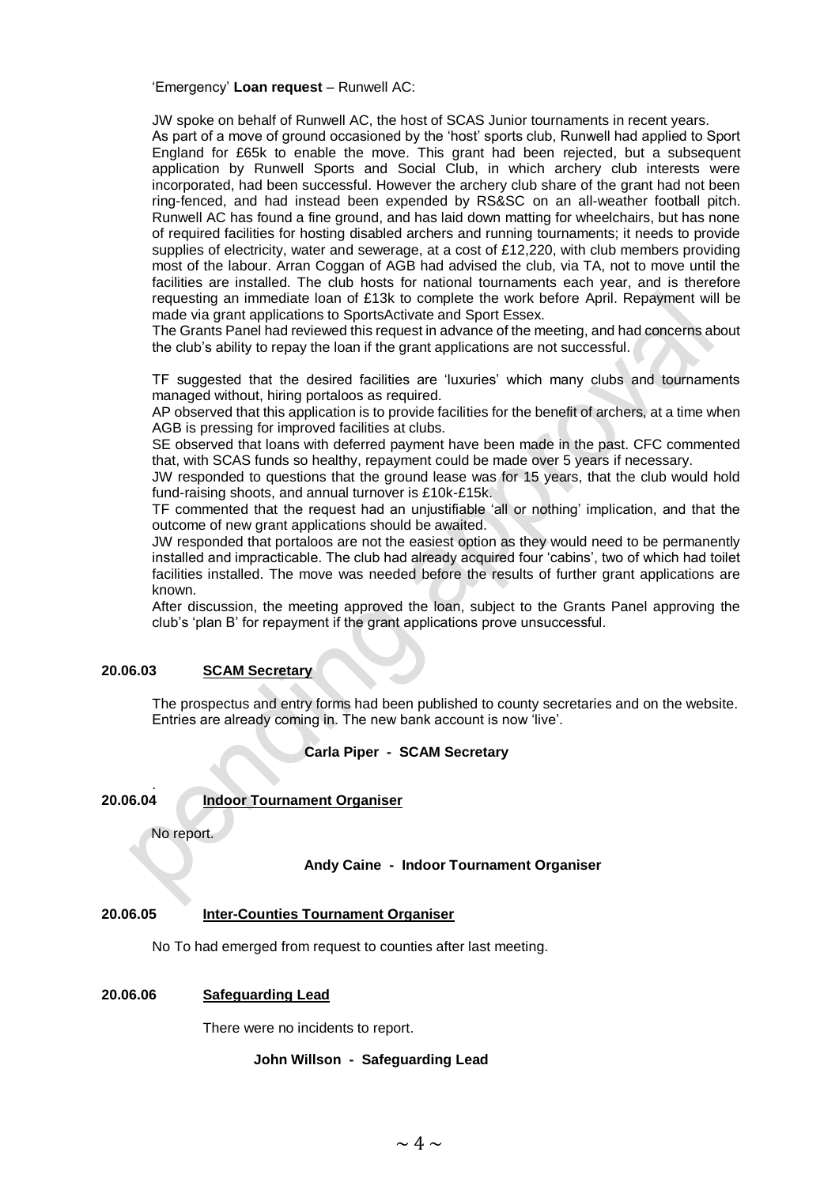'Emergency' **Loan request** – Runwell AC:

JW spoke on behalf of Runwell AC, the host of SCAS Junior tournaments in recent years.
As part of a move of ground occasioned by the 'host' sports club, Runwell had applied to Sport England for £65k to enable the move. This grant had been rejected, but a subsequent application by Runwell Sports and Social Club, in which archery club interests were incorporated, had been successful. However the archery club share of the grant had not been ring-fenced, and had instead been expended by RS&SC on an all-weather football pitch. Runwell AC has found a fine ground, and has laid down matting for wheelchairs, but has none of required facilities for hosting disabled archers and running tournaments; it needs to provide supplies of electricity, water and sewerage, at a cost of £12,220, with club members providing most of the labour. Arran Coggan of AGB had advised the club, via TA, not to move until the facilities are installed. The club hosts for national tournaments each year, and is therefore requesting an immediate loan of £13k to complete the work before April. Repayment will be made via grant applications to SportsActivate and Sport Essex.
The Grants Panel had reviewed this request in advance of the meeting, and had concerns about the club's ability to repay the loan if the grant applications are not successful.

TF suggested that the desired facilities are 'luxuries' which many clubs and tournaments managed without, hiring portaloos as required.
AP observed that this application is to provide facilities for the benefit of archers, at a time when AGB is pressing for improved facilities at clubs.
SE observed that loans with deferred payment have been made in the past. CFC commented that, with SCAS funds so healthy, repayment could be made over 5 years if necessary.
JW responded to questions that the ground lease was for 15 years, that the club would hold fund-raising shoots, and annual turnover is £10k-£15k.
TF commented that the request had an unjustifiable 'all or nothing' implication, and that the outcome of new grant applications should be awaited.
JW responded that portaloos are not the easiest option as they would need to be permanently installed and impracticable. The club had already acquired four 'cabins', two of which had toilet facilities installed. The move was needed before the results of further grant applications are known.
After discussion, the meeting approved the loan, subject to the Grants Panel approving the club's 'plan B' for repayment if the grant applications prove unsuccessful.

**20.06.03 SCAM Secretary**

The prospectus and entry forms had been published to county secretaries and on the website. Entries are already coming in. The new bank account is now 'live'.

**Carla Piper - SCAM Secretary**

**20.06.04 Indoor Tournament Organiser**

No report.

**Andy Caine - Indoor Tournament Organiser**

**20.06.05 Inter-Counties Tournament Organiser**

No To had emerged from request to counties after last meeting.

**20.06.06 Safeguarding Lead**

There were no incidents to report.

**John Willson - Safeguarding Lead**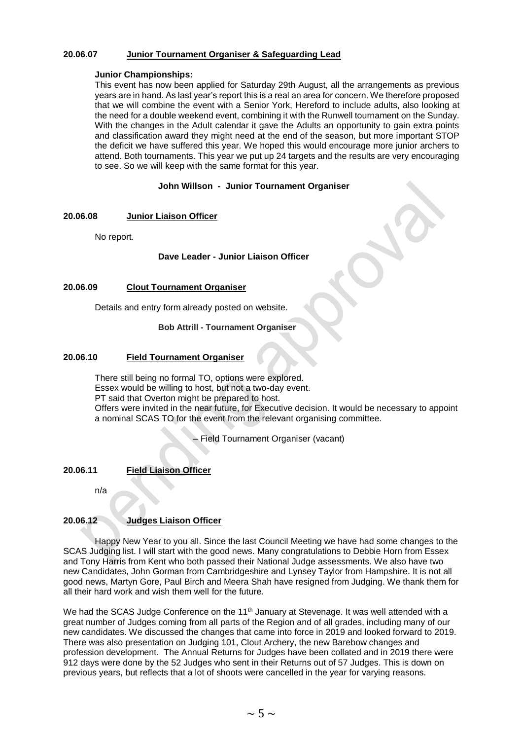## 20.06.07 Junior Tournament Organiser & Safeguarding Lead

**Junior Championships:**

This event has now been applied for Saturday 29th August, all the arrangements as previous years are in hand. As last year's report this is a real an area for concern. We therefore proposed that we will combine the event with a Senior York, Hereford to include adults, also looking at the need for a double weekend event, combining it with the Runwell tournament on the Sunday. With the changes in the Adult calendar it gave the Adults an opportunity to gain extra points and classification award they might need at the end of the season, but more important STOP the deficit we have suffered this year. We hoped this would encourage more junior archers to attend. Both tournaments. This year we put up 24 targets and the results are very encouraging to see. So we will keep with the same format for this year.

**John Willson - Junior Tournament Organiser**

## 20.06.08 Junior Liaison Officer

No report.

**Dave Leader - Junior Liaison Officer**

## 20.06.09 Clout Tournament Organiser

Details and entry form already posted on website.

**Bob Attrill - Tournament Organiser**

## 20.06.10 Field Tournament Organiser

There still being no formal TO, options were explored.
Essex would be willing to host, but not a two-day event.
PT said that Overton might be prepared to host.
Offers were invited in the near future, for Executive decision. It would be necessary to appoint a nominal SCAS TO for the event from the relevant organising committee.

– Field Tournament Organiser (vacant)

## 20.06.11 Field Liaison Officer

n/a

## 20.06.12 Judges Liaison Officer

Happy New Year to you all. Since the last Council Meeting we have had some changes to the SCAS Judging list. I will start with the good news. Many congratulations to Debbie Horn from Essex and Tony Harris from Kent who both passed their National Judge assessments. We also have two new Candidates, John Gorman from Cambridgeshire and Lynsey Taylor from Hampshire. It is not all good news, Martyn Gore, Paul Birch and Meera Shah have resigned from Judging. We thank them for all their hard work and wish them well for the future.

We had the SCAS Judge Conference on the 11th January at Stevenage. It was well attended with a great number of Judges coming from all parts of the Region and of all grades, including many of our new candidates. We discussed the changes that came into force in 2019 and looked forward to 2019. There was also presentation on Judging 101, Clout Archery, the new Barebow changes and profession development. The Annual Returns for Judges have been collated and in 2019 there were 912 days were done by the 52 Judges who sent in their Returns out of 57 Judges. This is down on previous years, but reflects that a lot of shoots were cancelled in the year for varying reasons.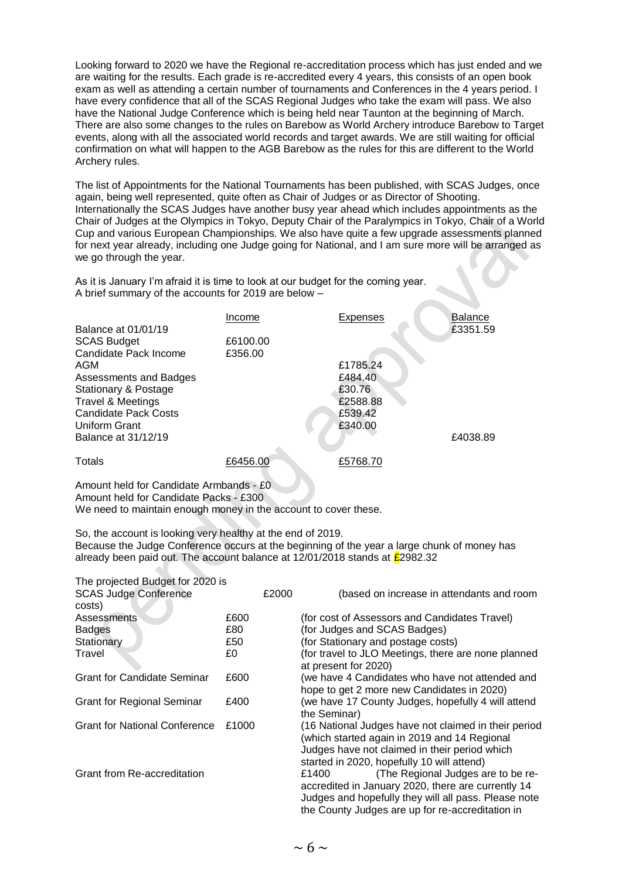Looking forward to 2020 we have the Regional re-accreditation process which has just ended and we are waiting for the results. Each grade is re-accredited every 4 years, this consists of an open book exam as well as attending a certain number of tournaments and Conferences in the 4 years period. I have every confidence that all of the SCAS Regional Judges who take the exam will pass. We also have the National Judge Conference which is being held near Taunton at the beginning of March. There are also some changes to the rules on Barebow as World Archery introduce Barebow to Target events, along with all the associated world records and target awards. We are still waiting for official confirmation on what will happen to the AGB Barebow as the rules for this are different to the World Archery rules.

The list of Appointments for the National Tournaments has been published, with SCAS Judges, once again, being well represented, quite often as Chair of Judges or as Director of Shooting. Internationally the SCAS Judges have another busy year ahead which includes appointments as the Chair of Judges at the Olympics in Tokyo, Deputy Chair of the Paralympics in Tokyo, Chair of a World Cup and various European Championships. We also have quite a few upgrade assessments planned for next year already, including one Judge going for National, and I am sure more will be arranged as we go through the year.

As it is January I'm afraid it is time to look at our budget for the coming year. A brief summary of the accounts for 2019 are below –

| | Income | Expenses | Balance |
|---|---|---|---|
| Balance at 01/01/19 | | | £3351.59 |
| SCAS Budget | £6100.00 | | |
| Candidate Pack Income | £356.00 | | |
| AGM | | £1785.24 | |
| Assessments and Badges | | £484.40 | |
| Stationary & Postage | | £30.76 | |
| Travel & Meetings | | £2588.88 | |
| Candidate Pack Costs | | £539.42 | |
| Uniform Grant | | £340.00 | |
| Balance at 31/12/19 | | | £4038.89 |
| Totals | £6456.00 | £5768.70 | |

Amount held for Candidate Armbands - £0
Amount held for Candidate Packs - £300
We need to maintain enough money in the account to cover these.

So, the account is looking very healthy at the end of 2019.
Because the Judge Conference occurs at the beginning of the year a large chunk of money has already been paid out. The account balance at 12/01/2018 stands at £2982.32

The projected Budget for 2020 is

| | | |
|---|---|---|
| SCAS Judge Conference | £2000 | (based on increase in attendants and room costs) |
| Assessments | £600 | (for cost of Assessors and Candidates Travel) |
| Badges | £80 | (for Judges and SCAS Badges) |
| Stationary | £50 | (for Stationary and postage costs) |
| Travel | £0 | (for travel to JLO Meetings, there are none planned at present for 2020) |
| Grant for Candidate Seminar | £600 | (we have 4 Candidates who have not attended and hope to get 2 more new Candidates in 2020) |
| Grant for Regional Seminar | £400 | (we have 17 County Judges, hopefully 4 will attend the Seminar) |
| Grant for National Conference | £1000 | (16 National Judges have not claimed in their period (which started again in 2019 and 14 Regional Judges have not claimed in their period which started in 2020, hopefully 10 will attend) |
| Grant from Re-accreditation | £1400 | (The Regional Judges are to be re-accredited in January 2020, there are currently 14 Judges and hopefully they will all pass. Please note the County Judges are up for re-accreditation in |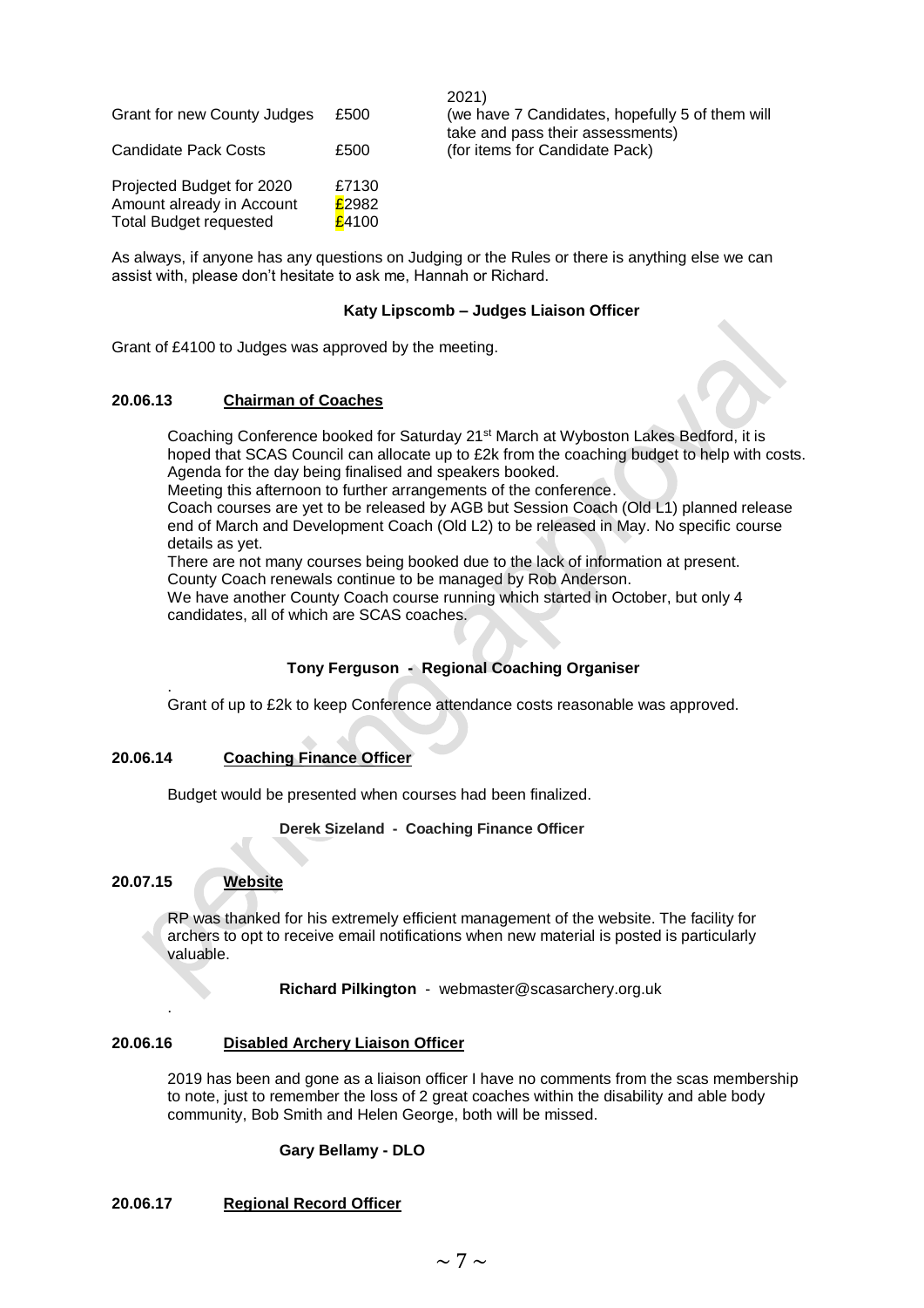| | | |
|---|---|---|
| | | 2021) |
| Grant for new County Judges | £500 | (we have 7 Candidates, hopefully 5 of them will take and pass their assessments) |
| Candidate Pack Costs | £500 | (for items for Candidate Pack) |
| Projected Budget for 2020 | £7130 | |
| Amount already in Account | £2982 | |
| Total Budget requested | £4100 | |

As always, if anyone has any questions on Judging or the Rules or there is anything else we can assist with, please don't hesitate to ask me, Hannah or Richard.

**Katy Lipscomb – Judges Liaison Officer**

Grant of £4100 to Judges was approved by the meeting.

## 20.06.13 Chairman of Coaches

Coaching Conference booked for Saturday 21st March at Wyboston Lakes Bedford, it is hoped that SCAS Council can allocate up to £2k from the coaching budget to help with costs. Agenda for the day being finalised and speakers booked.
Meeting this afternoon to further arrangements of the conference.
Coach courses are yet to be released by AGB but Session Coach (Old L1) planned release end of March and Development Coach (Old L2) to be released in May. No specific course details as yet.
There are not many courses being booked due to the lack of information at present.
County Coach renewals continue to be managed by Rob Anderson.
We have another County Coach course running which started in October, but only 4 candidates, all of which are SCAS coaches.

**Tony Ferguson - Regional Coaching Organiser**

Grant of up to £2k to keep Conference attendance costs reasonable was approved.

## 20.06.14 Coaching Finance Officer

Budget would be presented when courses had been finalized.

**Derek Sizeland - Coaching Finance Officer**

## 20.07.15 Website

RP was thanked for his extremely efficient management of the website. The facility for archers to opt to receive email notifications when new material is posted is particularly valuable.

**Richard Pilkington** - webmaster@scasarchery.org.uk

## 20.06.16 Disabled Archery Liaison Officer

2019 has been and gone as a liaison officer I have no comments from the scas membership to note, just to remember the loss of 2 great coaches within the disability and able body community, Bob Smith and Helen George, both will be missed.

**Gary Bellamy - DLO**

## 20.06.17 Regional Record Officer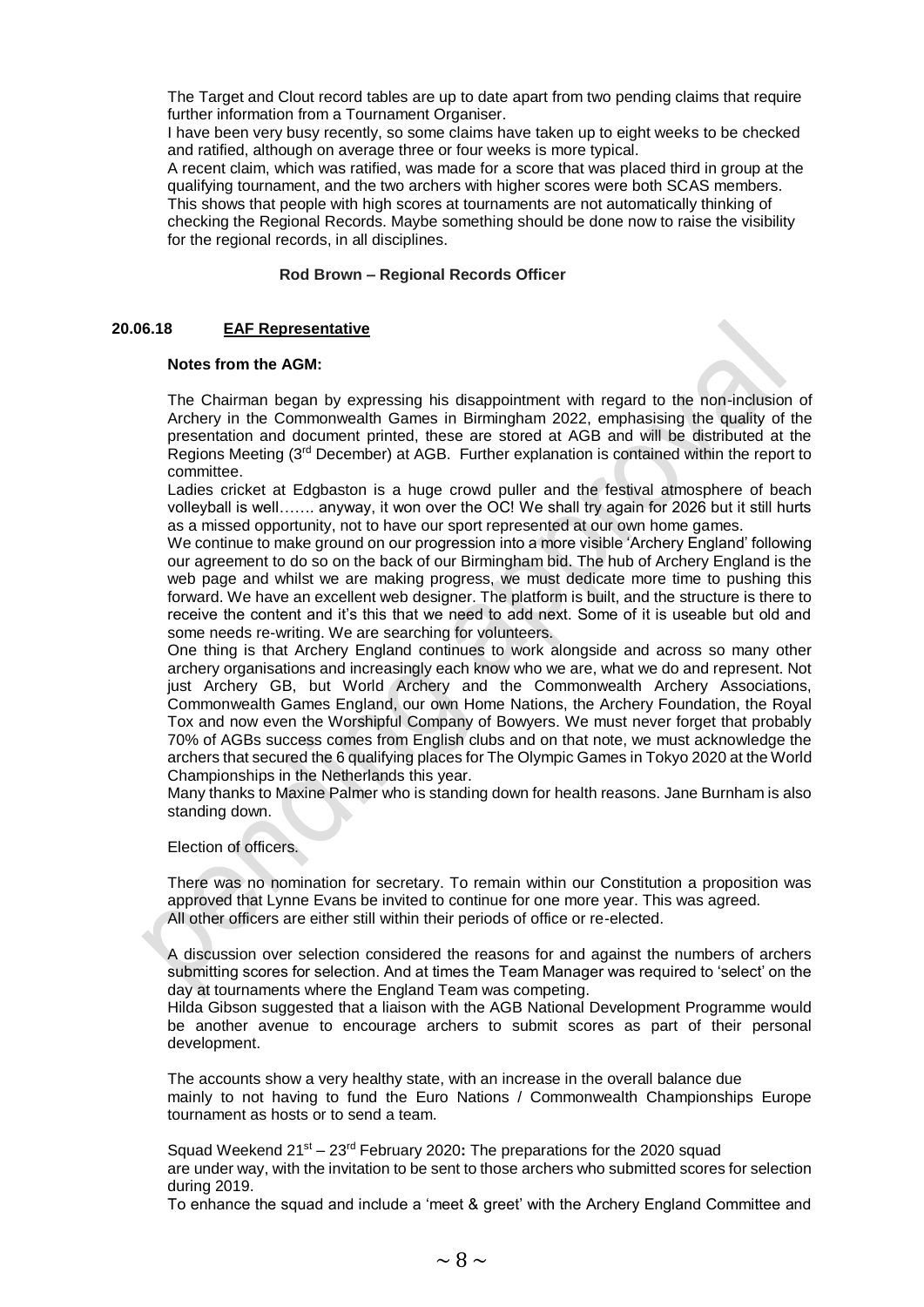The Target and Clout record tables are up to date apart from two pending claims that require further information from a Tournament Organiser.

I have been very busy recently, so some claims have taken up to eight weeks to be checked and ratified, although on average three or four weeks is more typical.

A recent claim, which was ratified, was made for a score that was placed third in group at the qualifying tournament, and the two archers with higher scores were both SCAS members. This shows that people with high scores at tournaments are not automatically thinking of checking the Regional Records. Maybe something should be done now to raise the visibility for the regional records, in all disciplines.

**Rod Brown – Regional Records Officer**

## 20.06.18 EAF Representative

**Notes from the AGM:**

The Chairman began by expressing his disappointment with regard to the non-inclusion of Archery in the Commonwealth Games in Birmingham 2022, emphasising the quality of the presentation and document printed, these are stored at AGB and will be distributed at the Regions Meeting (3rd December) at AGB. Further explanation is contained within the report to committee.

Ladies cricket at Edgbaston is a huge crowd puller and the festival atmosphere of beach volleyball is well……. anyway, it won over the OC! We shall try again for 2026 but it still hurts as a missed opportunity, not to have our sport represented at our own home games.

We continue to make ground on our progression into a more visible 'Archery England' following our agreement to do so on the back of our Birmingham bid. The hub of Archery England is the web page and whilst we are making progress, we must dedicate more time to pushing this forward. We have an excellent web designer. The platform is built, and the structure is there to receive the content and it's this that we need to add next. Some of it is useable but old and some needs re-writing. We are searching for volunteers.

One thing is that Archery England continues to work alongside and across so many other archery organisations and increasingly each know who we are, what we do and represent. Not just Archery GB, but World Archery and the Commonwealth Archery Associations, Commonwealth Games England, our own Home Nations, the Archery Foundation, the Royal Tox and now even the Worshipful Company of Bowyers. We must never forget that probably 70% of AGBs success comes from English clubs and on that note, we must acknowledge the archers that secured the 6 qualifying places for The Olympic Games in Tokyo 2020 at the World Championships in the Netherlands this year.

Many thanks to Maxine Palmer who is standing down for health reasons. Jane Burnham is also standing down.

Election of officers.

There was no nomination for secretary. To remain within our Constitution a proposition was approved that Lynne Evans be invited to continue for one more year. This was agreed.
All other officers are either still within their periods of office or re-elected.

A discussion over selection considered the reasons for and against the numbers of archers submitting scores for selection. And at times the Team Manager was required to 'select' on the day at tournaments where the England Team was competing.

Hilda Gibson suggested that a liaison with the AGB National Development Programme would be another avenue to encourage archers to submit scores as part of their personal development.

The accounts show a very healthy state, with an increase in the overall balance due mainly to not having to fund the Euro Nations / Commonwealth Championships Europe tournament as hosts or to send a team.

Squad Weekend 21st – 23rd February 2020**:** The preparations for the 2020 squad are under way, with the invitation to be sent to those archers who submitted scores for selection during 2019.

To enhance the squad and include a 'meet & greet' with the Archery England Committee and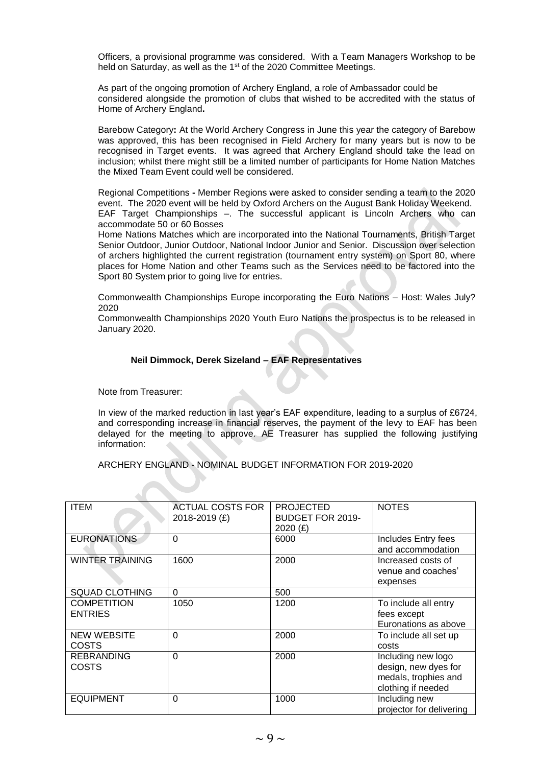Officers, a provisional programme was considered. With a Team Managers Workshop to be held on Saturday, as well as the 1st of the 2020 Committee Meetings.

As part of the ongoing promotion of Archery England, a role of Ambassador could be considered alongside the promotion of clubs that wished to be accredited with the status of Home of Archery England**.**

Barebow Category**:** At the World Archery Congress in June this year the category of Barebow was approved, this has been recognised in Field Archery for many years but is now to be recognised in Target events. It was agreed that Archery England should take the lead on inclusion; whilst there might still be a limited number of participants for Home Nation Matches the Mixed Team Event could well be considered.

Regional Competitions **-** Member Regions were asked to consider sending a team to the 2020 event. The 2020 event will be held by Oxford Archers on the August Bank Holiday Weekend.
EAF Target Championships –. The successful applicant is Lincoln Archers who can accommodate 50 or 60 Bosses
Home Nations Matches which are incorporated into the National Tournaments, British Target Senior Outdoor, Junior Outdoor, National Indoor Junior and Senior. Discussion over selection of archers highlighted the current registration (tournament entry system) on Sport 80, where places for Home Nation and other Teams such as the Services need to be factored into the Sport 80 System prior to going live for entries.

Commonwealth Championships Europe incorporating the Euro Nations – Host: Wales July? 2020
Commonwealth Championships 2020 Youth Euro Nations the prospectus is to be released in January 2020.

**Neil Dimmock, Derek Sizeland – EAF Representatives**

Note from Treasurer:

In view of the marked reduction in last year's EAF expenditure, leading to a surplus of £6724, and corresponding increase in financial reserves, the payment of the levy to EAF has been delayed for the meeting to approve. AE Treasurer has supplied the following justifying information:

ARCHERY ENGLAND - NOMINAL BUDGET INFORMATION FOR 2019-2020

| ITEM | ACTUAL COSTS FOR 2018-2019 (£) | PROJECTED BUDGET FOR 2019-2020 (£) | NOTES |
|---|---|---|---|
| EURONATIONS | 0 | 6000 | Includes Entry fees and accommodation |
| WINTER TRAINING | 1600 | 2000 | Increased costs of venue and coaches' expenses |
| SQUAD CLOTHING | 0 | 500 | |
| COMPETITION ENTRIES | 1050 | 1200 | To include all entry fees except Euronations as above |
| NEW WEBSITE COSTS | 0 | 2000 | To include all set up costs |
| REBRANDING COSTS | 0 | 2000 | Including new logo design, new dyes for medals, trophies and clothing if needed |
| EQUIPMENT | 0 | 1000 | Including new projector for delivering |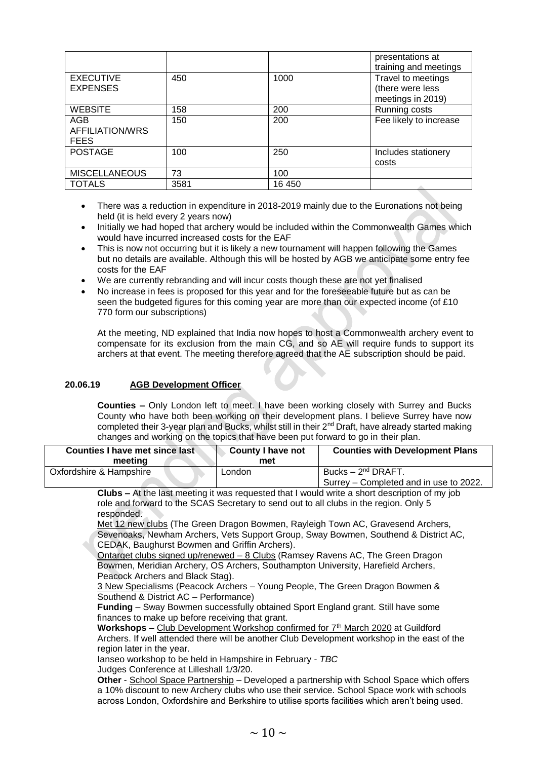| | | | |
|---|---|---|---|
| | | | presentations at training and meetings |
| EXECUTIVE EXPENSES | 450 | 1000 | Travel to meetings (there were less meetings in 2019) |
| WEBSITE | 158 | 200 | Running costs |
| AGB AFFILIATION/WRS FEES | 150 | 200 | Fee likely to increase |
| POSTAGE | 100 | 250 | Includes stationery costs |
| MISCELLANEOUS | 73 | 100 | |
| TOTALS | 3581 | 16 450 | |

- There was a reduction in expenditure in 2018-2019 mainly due to the Euronations not being held (it is held every 2 years now)
- Initially we had hoped that archery would be included within the Commonwealth Games which would have incurred increased costs for the EAF
- This is now not occurring but it is likely a new tournament will happen following the Games but no details are available. Although this will be hosted by AGB we anticipate some entry fee costs for the EAF
- We are currently rebranding and will incur costs though these are not yet finalised
- No increase in fees is proposed for this year and for the foreseeable future but as can be seen the budgeted figures for this coming year are more than our expected income (of £10 770 form our subscriptions)

At the meeting, ND explained that India now hopes to host a Commonwealth archery event to compensate for its exclusion from the main CG, and so AE will require funds to support its archers at that event. The meeting therefore agreed that the AE subscription should be paid.

**20.06.19 AGB Development Officer**

**Counties –** Only London left to meet. I have been working closely with Surrey and Bucks County who have both been working on their development plans. I believe Surrey have now completed their 3-year plan and Bucks, whilst still in their 2nd Draft, have already started making changes and working on the topics that have been put forward to go in their plan.

| Counties I have met since last meeting | County I have not met | Counties with Development Plans |
|---|---|---|
| Oxfordshire & Hampshire | London | Bucks – 2nd DRAFT. Surrey – Completed and in use to 2022. |

**Clubs –** At the last meeting it was requested that I would write a short description of my job role and forward to the SCAS Secretary to send out to all clubs in the region. Only 5 responded.

Met 12 new clubs (The Green Dragon Bowmen, Rayleigh Town AC, Gravesend Archers, Sevenoaks, Newham Archers, Vets Support Group, Sway Bowmen, Southend & District AC, CEDAK, Baughurst Bowmen and Griffin Archers).

Ontarget clubs signed up/renewed – 8 Clubs (Ramsey Ravens AC, The Green Dragon Bowmen, Meridian Archery, OS Archers, Southampton University, Harefield Archers, Peacock Archers and Black Stag).

3 New Specialisms (Peacock Archers – Young People, The Green Dragon Bowmen & Southend & District AC – Performance)

**Funding** – Sway Bowmen successfully obtained Sport England grant. Still have some finances to make up before receiving that grant.

**Workshops** – Club Development Workshop confirmed for 7th March 2020 at Guildford Archers. If well attended there will be another Club Development workshop in the east of the region later in the year.

Ianseo workshop to be held in Hampshire in February - *TBC*

Judges Conference at Lilleshall 1/3/20.

**Other** - School Space Partnership – Developed a partnership with School Space which offers a 10% discount to new Archery clubs who use their service. School Space work with schools across London, Oxfordshire and Berkshire to utilise sports facilities which aren't being used.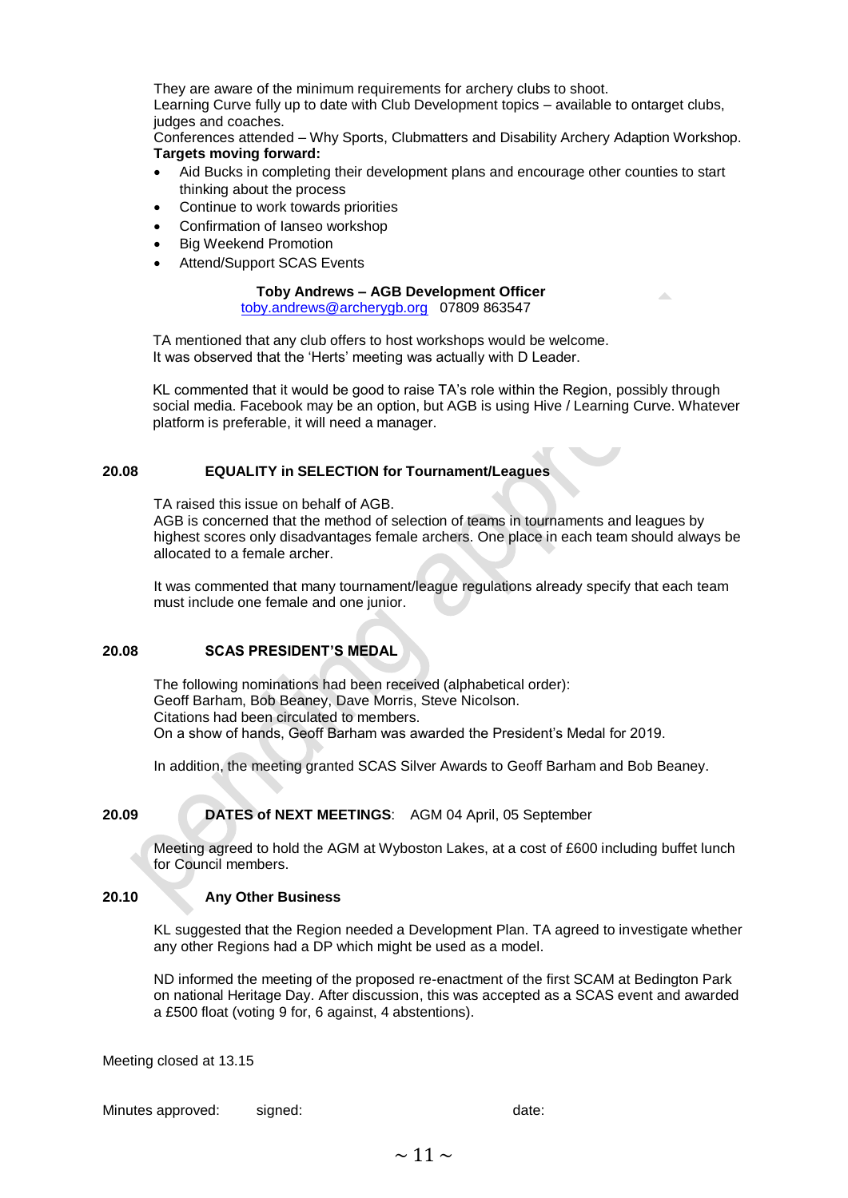They are aware of the minimum requirements for archery clubs to shoot.
Learning Curve fully up to date with Club Development topics – available to ontarget clubs, judges and coaches.
Conferences attended – Why Sports, Clubmatters and Disability Archery Adaption Workshop.
**Targets moving forward:**

- Aid Bucks in completing their development plans and encourage other counties to start thinking about the process
- Continue to work towards priorities
- Confirmation of Ianseo workshop
- Big Weekend Promotion
- Attend/Support SCAS Events

**Toby Andrews – AGB Development Officer**
toby.andrews@archerygb.org 07809 863547

TA mentioned that any club offers to host workshops would be welcome.
It was observed that the 'Herts' meeting was actually with D Leader.

KL commented that it would be good to raise TA's role within the Region, possibly through social media. Facebook may be an option, but AGB is using Hive / Learning Curve. Whatever platform is preferable, it will need a manager.

**20.08 EQUALITY in SELECTION for Tournament/Leagues**

TA raised this issue on behalf of AGB.
AGB is concerned that the method of selection of teams in tournaments and leagues by highest scores only disadvantages female archers. One place in each team should always be allocated to a female archer.

It was commented that many tournament/league regulations already specify that each team must include one female and one junior.

**20.08 SCAS PRESIDENT'S MEDAL**

The following nominations had been received (alphabetical order):
Geoff Barham, Bob Beaney, Dave Morris, Steve Nicolson.
Citations had been circulated to members.
On a show of hands, Geoff Barham was awarded the President's Medal for 2019.

In addition, the meeting granted SCAS Silver Awards to Geoff Barham and Bob Beaney.

**20.09 DATES of NEXT MEETINGS**: AGM 04 April, 05 September

Meeting agreed to hold the AGM at Wyboston Lakes, at a cost of £600 including buffet lunch for Council members.

**20.10 Any Other Business**

KL suggested that the Region needed a Development Plan. TA agreed to investigate whether any other Regions had a DP which might be used as a model.

ND informed the meeting of the proposed re-enactment of the first SCAM at Bedington Park on national Heritage Day. After discussion, this was accepted as a SCAS event and awarded a £500 float (voting 9 for, 6 against, 4 abstentions).

Meeting closed at 13.15

Minutes approved: signed: date: